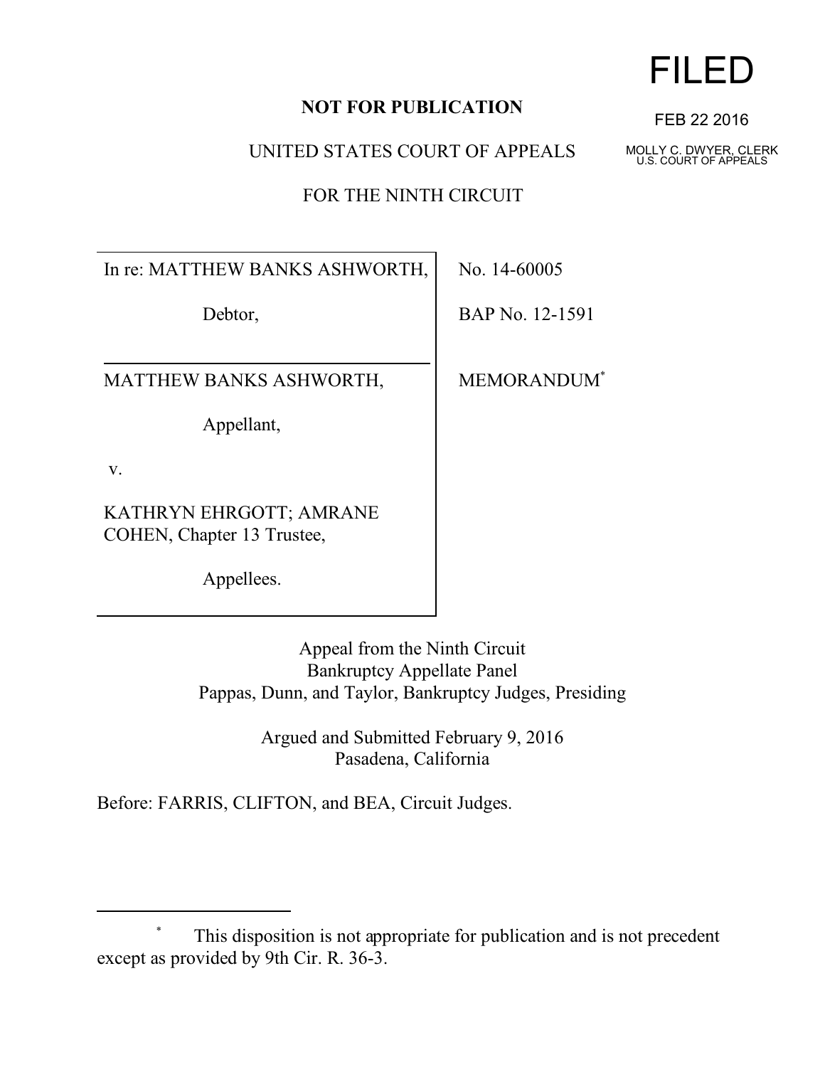**NOT FOR PUBLICATION**

FILED

FEB 22 2016

MOLLY C. DWYER, CLERK
U.S. COURT OF APPEALS

UNITED STATES COURT OF APPEALS

FOR THE NINTH CIRCUIT

| | |
|---|---|
| In re: MATTHEW BANKS ASHWORTH,<br><br>Debtor, | No. 14-60005<br><br>BAP No. 12-1591 |
| MATTHEW BANKS ASHWORTH,<br><br>Appellant,<br><br>v.<br><br>KATHRYN EHRGOTT; AMRANE COHEN, Chapter 13 Trustee,<br><br>Appellees. | MEMORANDUM* |

Appeal from the Ninth Circuit
Bankruptcy Appellate Panel
Pappas, Dunn, and Taylor, Bankruptcy Judges, Presiding

Argued and Submitted February 9, 2016
Pasadena, California

Before: FARRIS, CLIFTON, and BEA, Circuit Judges.

---

\* This disposition is not appropriate for publication and is not precedent except as provided by 9th Cir. R. 36-3.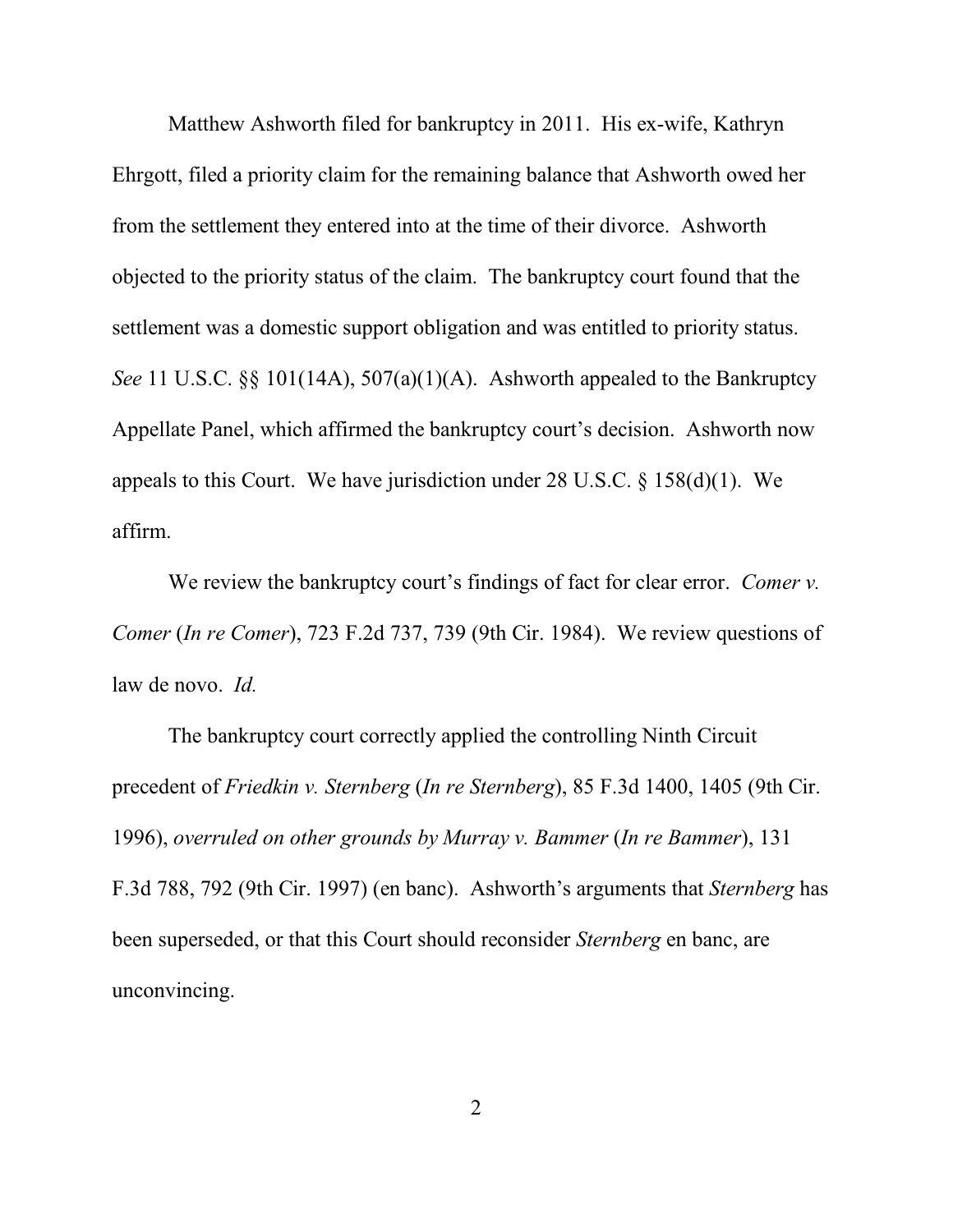Matthew Ashworth filed for bankruptcy in 2011. His ex-wife, Kathryn Ehrgott, filed a priority claim for the remaining balance that Ashworth owed her from the settlement they entered into at the time of their divorce. Ashworth objected to the priority status of the claim. The bankruptcy court found that the settlement was a domestic support obligation and was entitled to priority status. *See* 11 U.S.C. §§ 101(14A), 507(a)(1)(A). Ashworth appealed to the Bankruptcy Appellate Panel, which affirmed the bankruptcy court's decision. Ashworth now appeals to this Court. We have jurisdiction under 28 U.S.C. § 158(d)(1). We affirm.

We review the bankruptcy court's findings of fact for clear error. *Comer v. Comer* (*In re Comer*), 723 F.2d 737, 739 (9th Cir. 1984). We review questions of law de novo. *Id.*

The bankruptcy court correctly applied the controlling Ninth Circuit precedent of *Friedkin v. Sternberg* (*In re Sternberg*), 85 F.3d 1400, 1405 (9th Cir. 1996), *overruled on other grounds by Murray v. Bammer* (*In re Bammer*), 131 F.3d 788, 792 (9th Cir. 1997) (en banc). Ashworth's arguments that *Sternberg* has been superseded, or that this Court should reconsider *Sternberg* en banc, are unconvincing.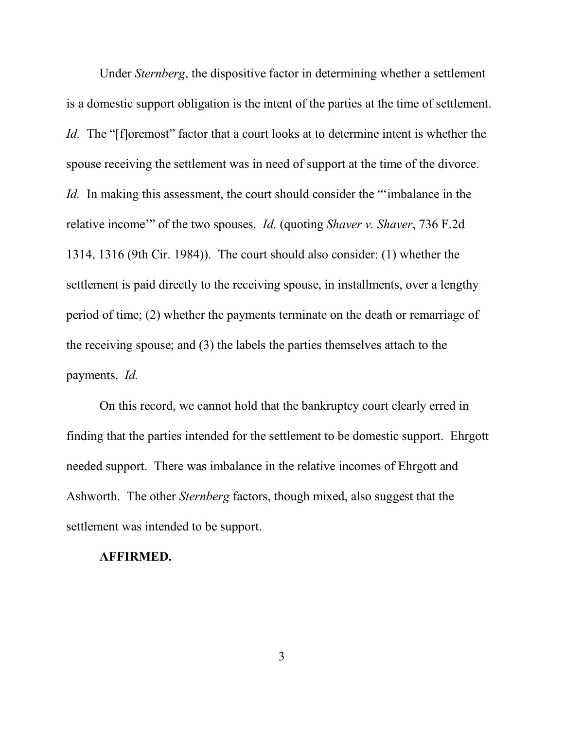Under *Sternberg*, the dispositive factor in determining whether a settlement is a domestic support obligation is the intent of the parties at the time of settlement. *Id.* The "[f]oremost" factor that a court looks at to determine intent is whether the spouse receiving the settlement was in need of support at the time of the divorce. *Id.* In making this assessment, the court should consider the "'imbalance in the relative income'" of the two spouses. *Id.* (quoting *Shaver v. Shaver*, 736 F.2d 1314, 1316 (9th Cir. 1984)). The court should also consider: (1) whether the settlement is paid directly to the receiving spouse, in installments, over a lengthy period of time; (2) whether the payments terminate on the death or remarriage of the receiving spouse; and (3) the labels the parties themselves attach to the payments. *Id.*

On this record, we cannot hold that the bankruptcy court clearly erred in finding that the parties intended for the settlement to be domestic support. Ehrgott needed support. There was imbalance in the relative incomes of Ehrgott and Ashworth. The other *Sternberg* factors, though mixed, also suggest that the settlement was intended to be support.

**AFFIRMED.**